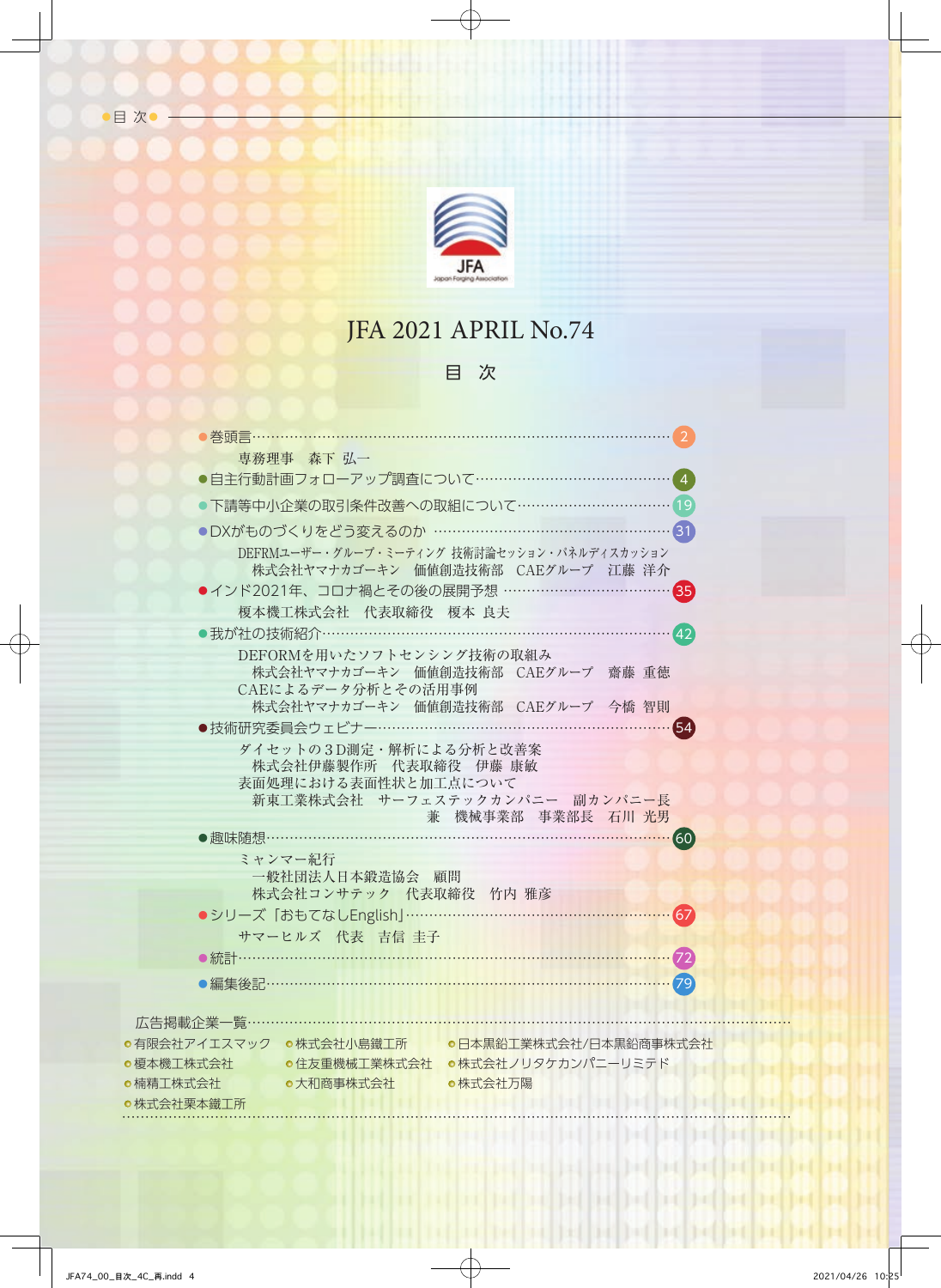# JFA 2021 APRIL No.74

## 目　次

- 巻頭言 …… 2
  - 専務理事　森下 弘一
- 自主行動計画フォローアップ調査について …… 4
- 下請等中小企業の取引条件改善への取組について …… 19
- DXがものづくりをどう変えるのか …… 31
  - DEFRMユーザー・グループ・ミーティング 技術討論セッション・パネルディスカッション
  - 株式会社ヤマナカゴーキン　価値創造技術部　CAEグループ　江藤 洋介
- インド2021年、コロナ禍とその後の展開予想 …… 35
  - 榎本機工株式会社　代表取締役　榎本 良夫
- 我が社の技術紹介 …… 42
  - DEFORMを用いたソフトセンシング技術の取組み
    - 株式会社ヤマナカゴーキン　価値創造技術部　CAEグループ　齋藤 重徳
  - CAEによるデータ分析とその活用事例
    - 株式会社ヤマナカゴーキン　価値創造技術部　CAEグループ　今橋 智則
- 技術研究委員会ウェビナー …… 54
  - ダイセットの３D測定・解析による分析と改善案
    - 株式会社伊藤製作所　代表取締役　伊藤 康敏
  - 表面処理における表面性状と加工点について
    - 新東工業株式会社　サーフェステックカンパニー　副カンパニー長 兼　機械事業部　事業部長　石川 光男
- 趣味随想 …… 60
  - ミャンマー紀行
    - 一般社団法人日本鍛造協会　顧問
    - 株式会社コンサテック　代表取締役　竹内 雅彦
- シリーズ「おもてなしEnglish」 …… 67
  - サマーヒルズ　代表　吉信 圭子
- 統計 …… 72
- 編集後記 …… 79

広告掲載企業一覧

- 有限会社アイエスマック
- 株式会社小島鐵工所
- 日本黒鉛工業株式会社/日本黒鉛商事株式会社
- 榎本機工株式会社
- 住友重機械工業株式会社
- 株式会社ノリタケカンパニーリミテド
- 楠精工株式会社
- 大和商事株式会社
- 株式会社万陽
- 株式会社栗本鐵工所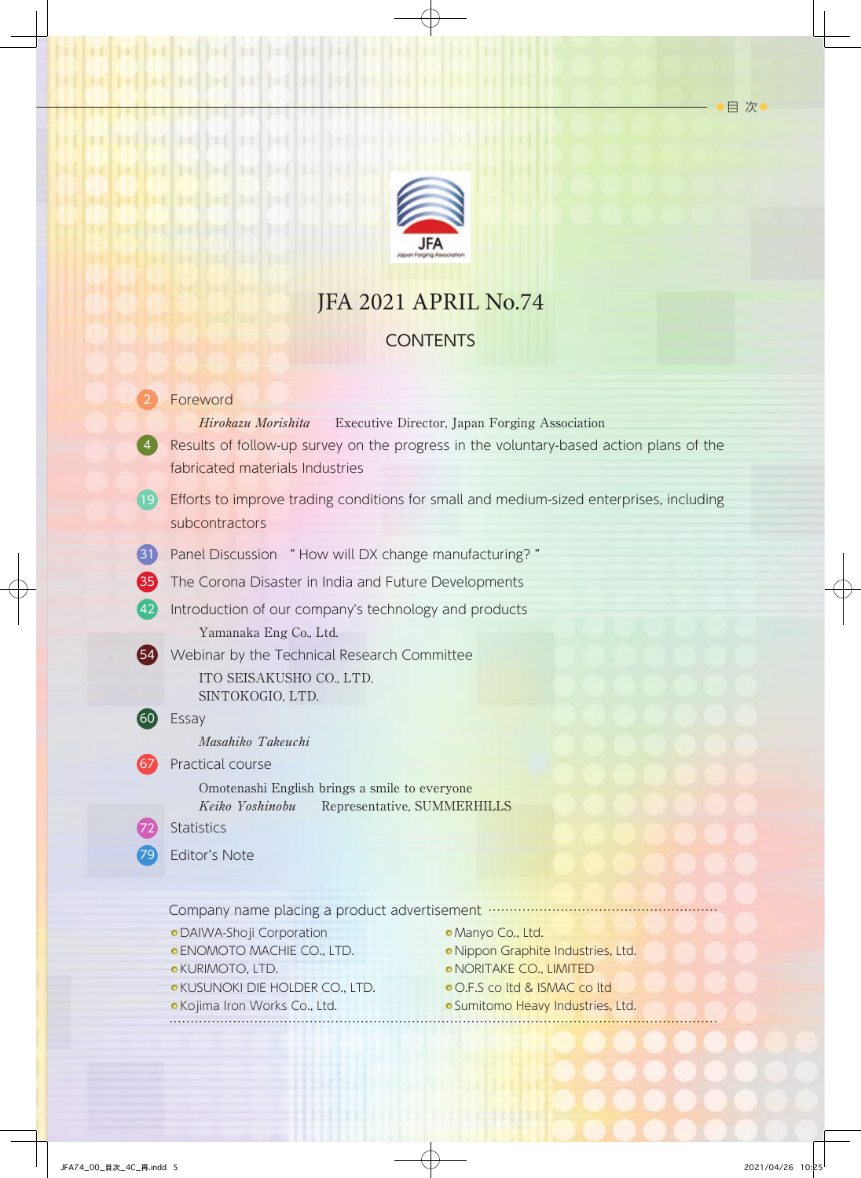# JFA 2021 APRIL No.74

## CONTENTS

2 Foreword

*Hirokazu Morishita* Executive Director, Japan Forging Association

4 Results of follow-up survey on the progress in the voluntary-based action plans of the fabricated materials Industries

19 Efforts to improve trading conditions for small and medium-sized enterprises, including subcontractors

31 Panel Discussion " How will DX change manufacturing? "

35 The Corona Disaster in India and Future Developments

42 Introduction of our company's technology and products

Yamanaka Eng Co., Ltd.

54 Webinar by the Technical Research Committee

ITO SEISAKUSHO CO., LTD.
SINTOKOGIO, LTD.

60 Essay

*Masahiko Takeuchi*

67 Practical course

Omotenashi English brings a smile to everyone
*Keiko Yoshinobu* Representative, SUMMERHILLS

72 Statistics

79 Editor's Note

Company name placing a product advertisement

- DAIWA-Shoji Corporation
- ENOMOTO MACHIE CO., LTD.
- KURIMOTO, LTD.
- KUSUNOKI DIE HOLDER CO., LTD.
- Kojima Iron Works Co., Ltd.
- Manyo Co., Ltd.
- Nippon Graphite Industries, Ltd.
- NORITAKE CO., LIMITED
- O.F.S co ltd & ISMAC co ltd
- Sumitomo Heavy Industries, Ltd.